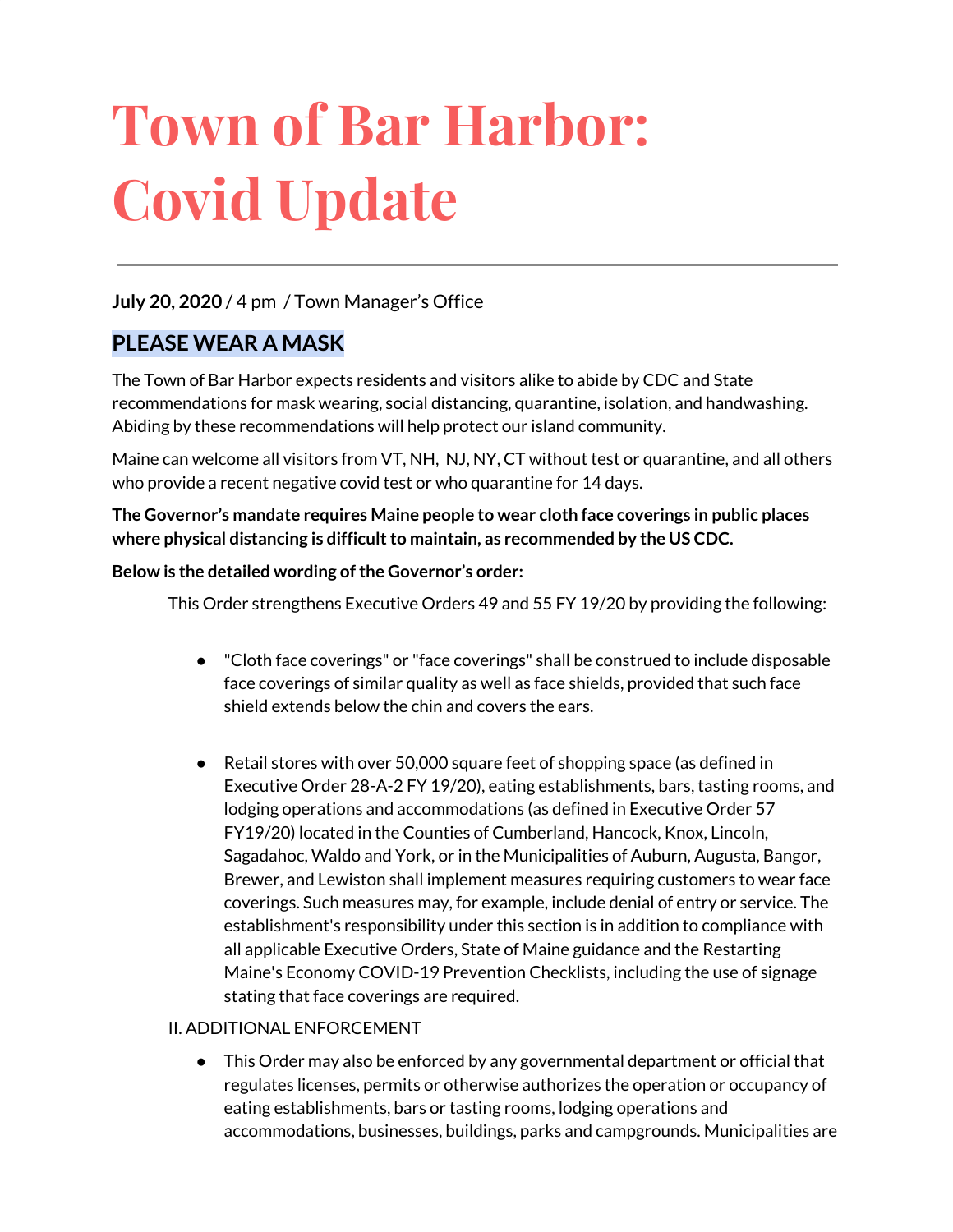# Town of Bar Harbor: Covid Update

**July 20, 2020** / 4 pm / Town Manager's Office

## PLEASE WEAR A MASK

The Town of Bar Harbor expects residents and visitors alike to abide by CDC and State recommendations for mask wearing, social distancing, quarantine, isolation, and handwashing. Abiding by these recommendations will help protect our island community.

Maine can welcome all visitors from VT, NH, NJ, NY, CT without test or quarantine, and all others who provide a recent negative covid test or who quarantine for 14 days.

**The Governor's mandate requires Maine people to wear cloth face coverings in public places where physical distancing is difficult to maintain, as recommended by the US CDC.**

**Below is the detailed wording of the Governor's order:**

This Order strengthens Executive Orders 49 and 55 FY 19/20 by providing the following:

- "Cloth face coverings" or "face coverings" shall be construed to include disposable face coverings of similar quality as well as face shields, provided that such face shield extends below the chin and covers the ears.
- Retail stores with over 50,000 square feet of shopping space (as defined in Executive Order 28-A-2 FY 19/20), eating establishments, bars, tasting rooms, and lodging operations and accommodations (as defined in Executive Order 57 FY19/20) located in the Counties of Cumberland, Hancock, Knox, Lincoln, Sagadahoc, Waldo and York, or in the Municipalities of Auburn, Augusta, Bangor, Brewer, and Lewiston shall implement measures requiring customers to wear face coverings. Such measures may, for example, include denial of entry or service. The establishment's responsibility under this section is in addition to compliance with all applicable Executive Orders, State of Maine guidance and the Restarting Maine's Economy COVID-19 Prevention Checklists, including the use of signage stating that face coverings are required.

II. ADDITIONAL ENFORCEMENT

- This Order may also be enforced by any governmental department or official that regulates licenses, permits or otherwise authorizes the operation or occupancy of eating establishments, bars or tasting rooms, lodging operations and accommodations, businesses, buildings, parks and campgrounds. Municipalities are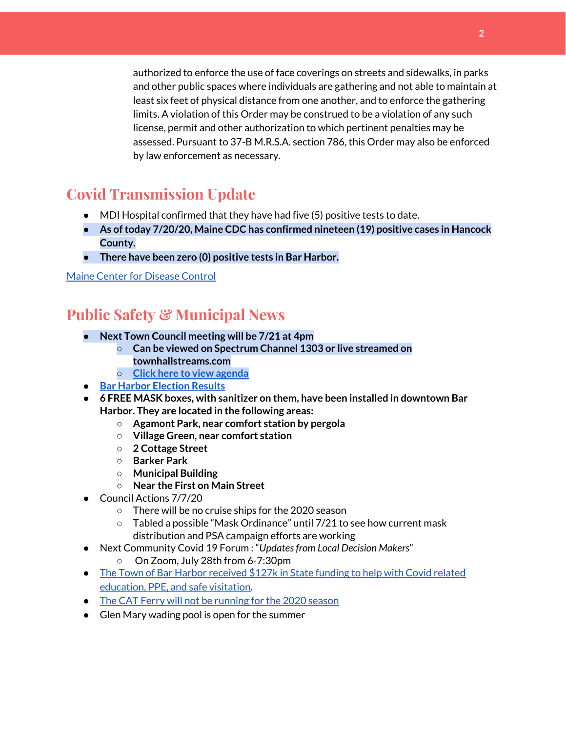authorized to enforce the use of face coverings on streets and sidewalks, in parks and other public spaces where individuals are gathering and not able to maintain at least six feet of physical distance from one another, and to enforce the gathering limits. A violation of this Order may be construed to be a violation of any such license, permit and other authorization to which pertinent penalties may be assessed. Pursuant to 37-B M.R.S.A. section 786, this Order may also be enforced by law enforcement as necessary.

## Covid Transmission Update

- MDI Hospital confirmed that they have had five (5) positive tests to date.
- **As of today 7/20/20, Maine CDC has confirmed nineteen (19) positive cases in Hancock County.**
- **There have been zero (0) positive tests in Bar Harbor.**

[Maine Center for Disease Control]

## Public Safety & Municipal News

- **Next Town Council meeting will be 7/21 at 4pm**
    - **Can be viewed on Spectrum Channel 1303 or live streamed on townhallstreams.com**
    - [Click here to view agenda]
- [Bar Harbor Election Results]
- **6 FREE MASK boxes, with sanitizer on them, have been installed in downtown Bar Harbor. They are located in the following areas:**
    - **Agamont Park, near comfort station by pergola**
    - **Village Green, near comfort station**
    - **2 Cottage Street**
    - **Barker Park**
    - **Municipal Building**
    - **Near the First on Main Street**
- Council Actions 7/7/20
    - There will be no cruise ships for the 2020 season
    - Tabled a possible "Mask Ordinance" until 7/21 to see how current mask distribution and PSA campaign efforts are working
- Next Community Covid 19 Forum : "*Updates from Local Decision Makers*"
    - On Zoom, July 28th from 6-7:30pm
- [The Town of Bar Harbor received $127k in State funding to help with Covid related education, PPE, and safe visitation].
- [The CAT Ferry will not be running for the 2020 season]
- Glen Mary wading pool is open for the summer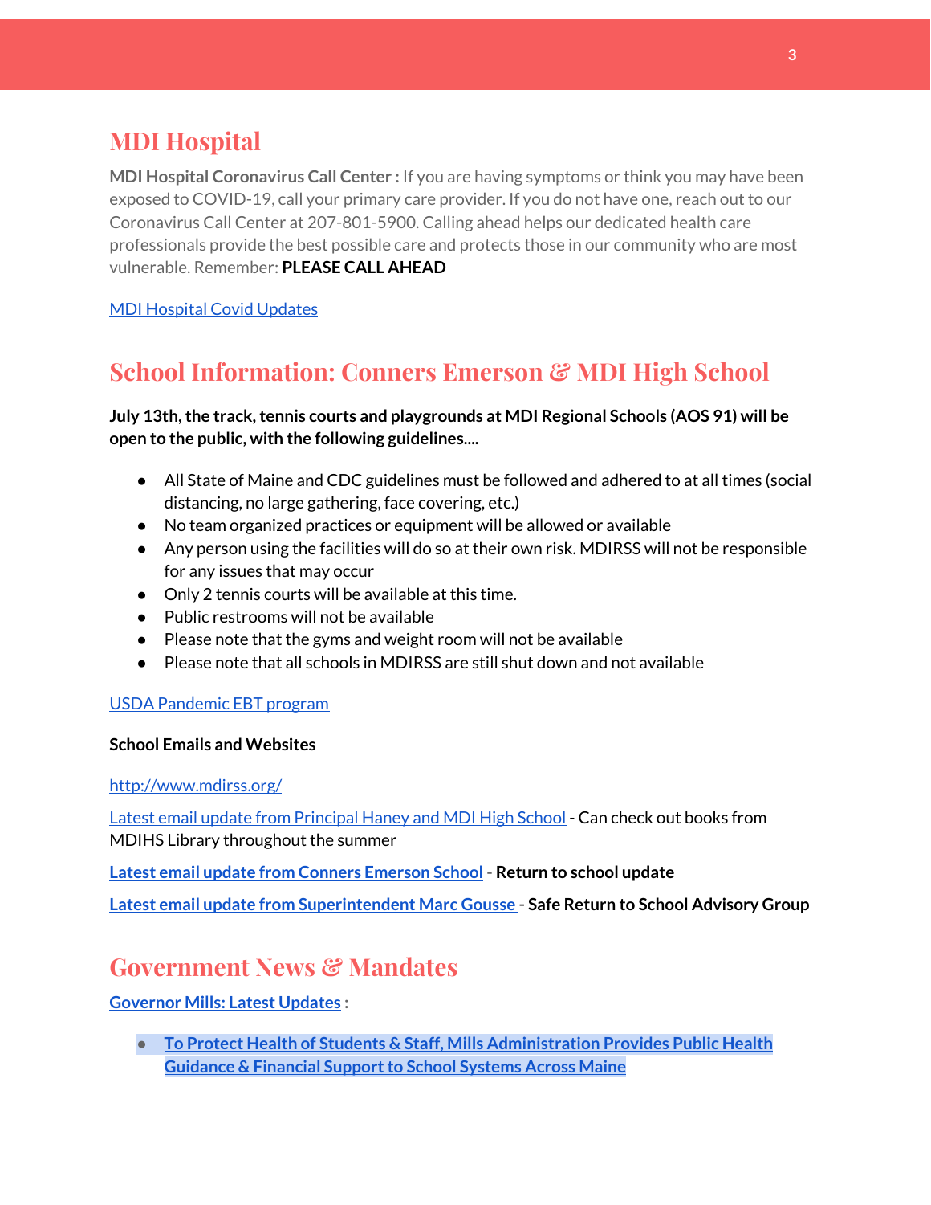## MDI Hospital

**MDI Hospital Coronavirus Call Center :** If you are having symptoms or think you may have been exposed to COVID-19, call your primary care provider. If you do not have one, reach out to our Coronavirus Call Center at 207-801-5900. Calling ahead helps our dedicated health care professionals provide the best possible care and protects those in our community who are most vulnerable. Remember: **PLEASE CALL AHEAD**

MDI Hospital Covid Updates

## School Information: Conners Emerson & MDI High School

**July 13th, the track, tennis courts and playgrounds at MDI Regional Schools (AOS 91) will be open to the public, with the following guidelines....**

- All State of Maine and CDC guidelines must be followed and adhered to at all times (social distancing, no large gathering, face covering, etc.)
- No team organized practices or equipment will be allowed or available
- Any person using the facilities will do so at their own risk. MDIRSS will not be responsible for any issues that may occur
- Only 2 tennis courts will be available at this time.
- Public restrooms will not be available
- Please note that the gyms and weight room will not be available
- Please note that all schools in MDIRSS are still shut down and not available

USDA Pandemic EBT program

**School Emails and Websites**

http://www.mdirss.org/

Latest email update from Principal Haney and MDI High School - Can check out books from MDIHS Library throughout the summer

**Latest email update from Conners Emerson School - Return to school update**

**Latest email update from Superintendent Marc Gousse - Safe Return to School Advisory Group**

## Government News & Mandates

**Governor Mills: Latest Updates :**

- **To Protect Health of Students & Staff, Mills Administration Provides Public Health Guidance & Financial Support to School Systems Across Maine**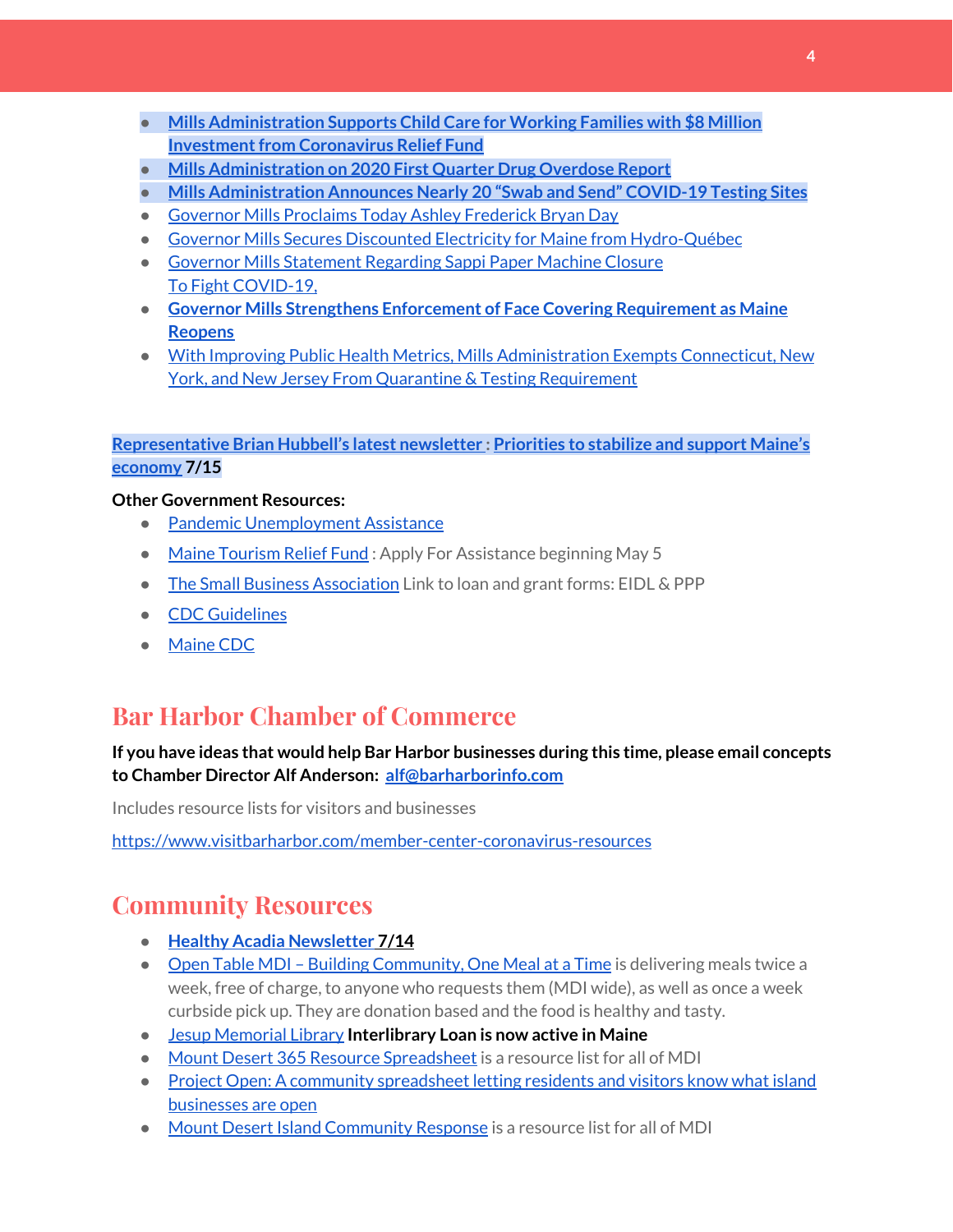- **Mills Administration Supports Child Care for Working Families with $8 Million Investment from Coronavirus Relief Fund**
- **Mills Administration on 2020 First Quarter Drug Overdose Report**
- **Mills Administration Announces Nearly 20 "Swab and Send" COVID-19 Testing Sites**
- Governor Mills Proclaims Today Ashley Frederick Bryan Day
- Governor Mills Secures Discounted Electricity for Maine from Hydro-Québec
- Governor Mills Statement Regarding Sappi Paper Machine Closure
  To Fight COVID-19,
- **Governor Mills Strengthens Enforcement of Face Covering Requirement as Maine Reopens**
- With Improving Public Health Metrics, Mills Administration Exempts Connecticut, New York, and New Jersey From Quarantine & Testing Requirement

**Representative Brian Hubbell's latest newsletter : Priorities to stabilize and support Maine's economy 7/15**

**Other Government Resources:**

- Pandemic Unemployment Assistance
- Maine Tourism Relief Fund : Apply For Assistance beginning May 5
- The Small Business Association Link to loan and grant forms: EIDL & PPP
- CDC Guidelines
- Maine CDC

## Bar Harbor Chamber of Commerce

**If you have ideas that would help Bar Harbor businesses during this time, please email concepts to Chamber Director Alf Anderson: alf@barharborinfo.com**

Includes resource lists for visitors and businesses

https://www.visitbarharbor.com/member-center-coronavirus-resources

## Community Resources

- **Healthy Acadia Newsletter 7/14**
- Open Table MDI – Building Community, One Meal at a Time is delivering meals twice a week, free of charge, to anyone who requests them (MDI wide), as well as once a week curbside pick up. They are donation based and the food is healthy and tasty.
- Jesup Memorial Library **Interlibrary Loan is now active in Maine**
- Mount Desert 365 Resource Spreadsheet is a resource list for all of MDI
- Project Open: A community spreadsheet letting residents and visitors know what island businesses are open
- Mount Desert Island Community Response is a resource list for all of MDI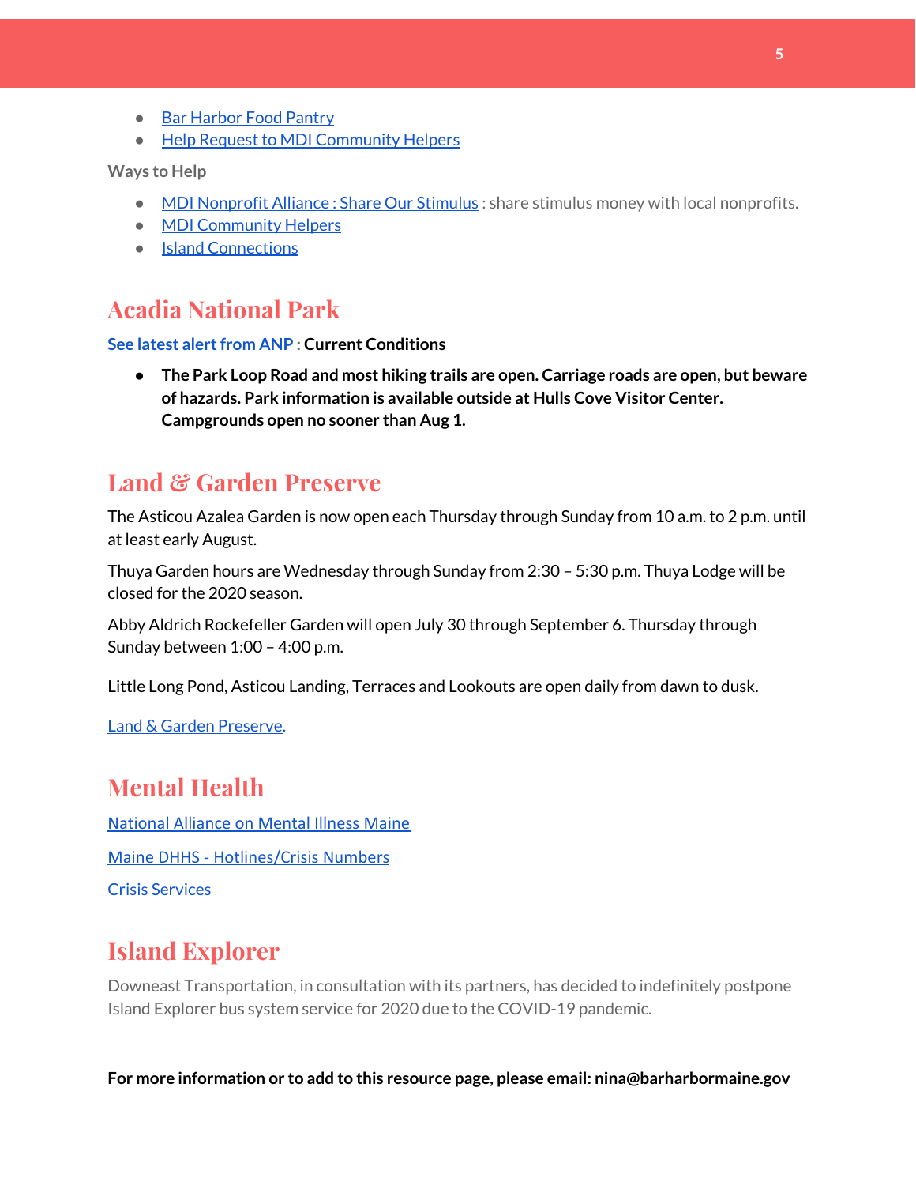- Bar Harbor Food Pantry
- Help Request to MDI Community Helpers

Ways to Help

- MDI Nonprofit Alliance : Share Our Stimulus : share stimulus money with local nonprofits.
- MDI Community Helpers
- Island Connections

## Acadia National Park

**See latest alert from ANP : Current Conditions**

- **The Park Loop Road and most hiking trails are open. Carriage roads are open, but beware of hazards. Park information is available outside at Hulls Cove Visitor Center. Campgrounds open no sooner than Aug 1.**

## Land & Garden Preserve

The Asticou Azalea Garden is now open each Thursday through Sunday from 10 a.m. to 2 p.m. until at least early August.

Thuya Garden hours are Wednesday through Sunday from 2:30 – 5:30 p.m. Thuya Lodge will be closed for the 2020 season.

Abby Aldrich Rockefeller Garden will open July 30 through September 6. Thursday through Sunday between 1:00 – 4:00 p.m.

Little Long Pond, Asticou Landing, Terraces and Lookouts are open daily from dawn to dusk.

Land & Garden Preserve.

## Mental Health

National Alliance on Mental Illness Maine

Maine DHHS - Hotlines/Crisis Numbers

Crisis Services

## Island Explorer

Downeast Transportation, in consultation with its partners, has decided to indefinitely postpone Island Explorer bus system service for 2020 due to the COVID-19 pandemic.

**For more information or to add to this resource page, please email: nina@barharbormaine.gov**